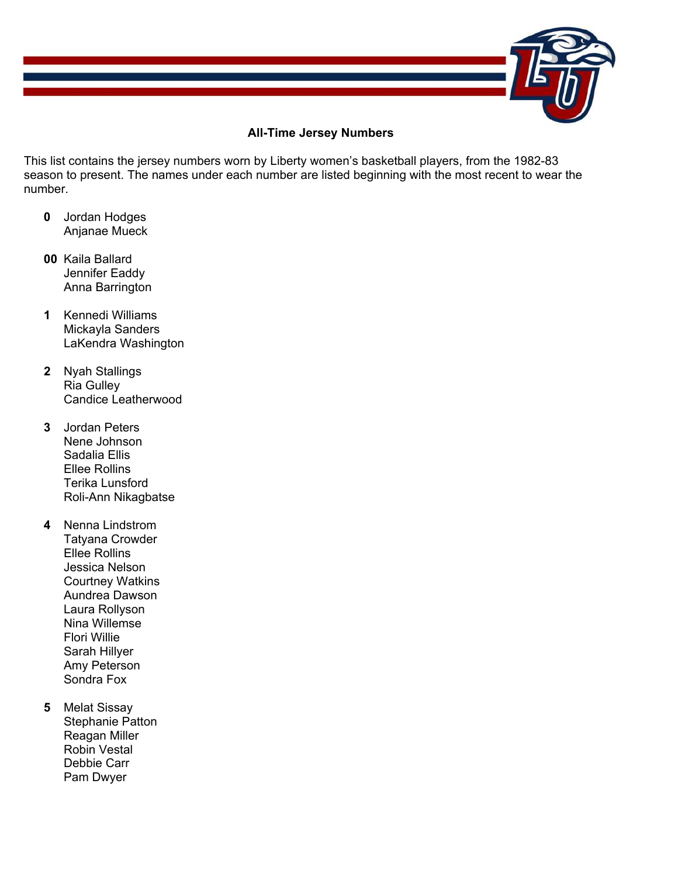## All-Time Jersey Numbers

This list contains the jersey numbers worn by Liberty women's basketball players, from the 1982-83 season to present. The names under each number are listed beginning with the most recent to wear the number.

**0**
Jordan Hodges
Anjanae Mueck

**00**
Kaila Ballard
Jennifer Eaddy
Anna Barrington

**1**
Kennedi Williams
Mickayla Sanders
LaKendra Washington

**2**
Nyah Stallings
Ria Gulley
Candice Leatherwood

**3**
Jordan Peters
Nene Johnson
Sadalia Ellis
Ellee Rollins
Terika Lunsford
Roli-Ann Nikagbatse

**4**
Nenna Lindstrom
Tatyana Crowder
Ellee Rollins
Jessica Nelson
Courtney Watkins
Aundrea Dawson
Laura Rollyson
Nina Willemse
Flori Willie
Sarah Hillyer
Amy Peterson
Sondra Fox

**5**
Melat Sissay
Stephanie Patton
Reagan Miller
Robin Vestal
Debbie Carr
Pam Dwyer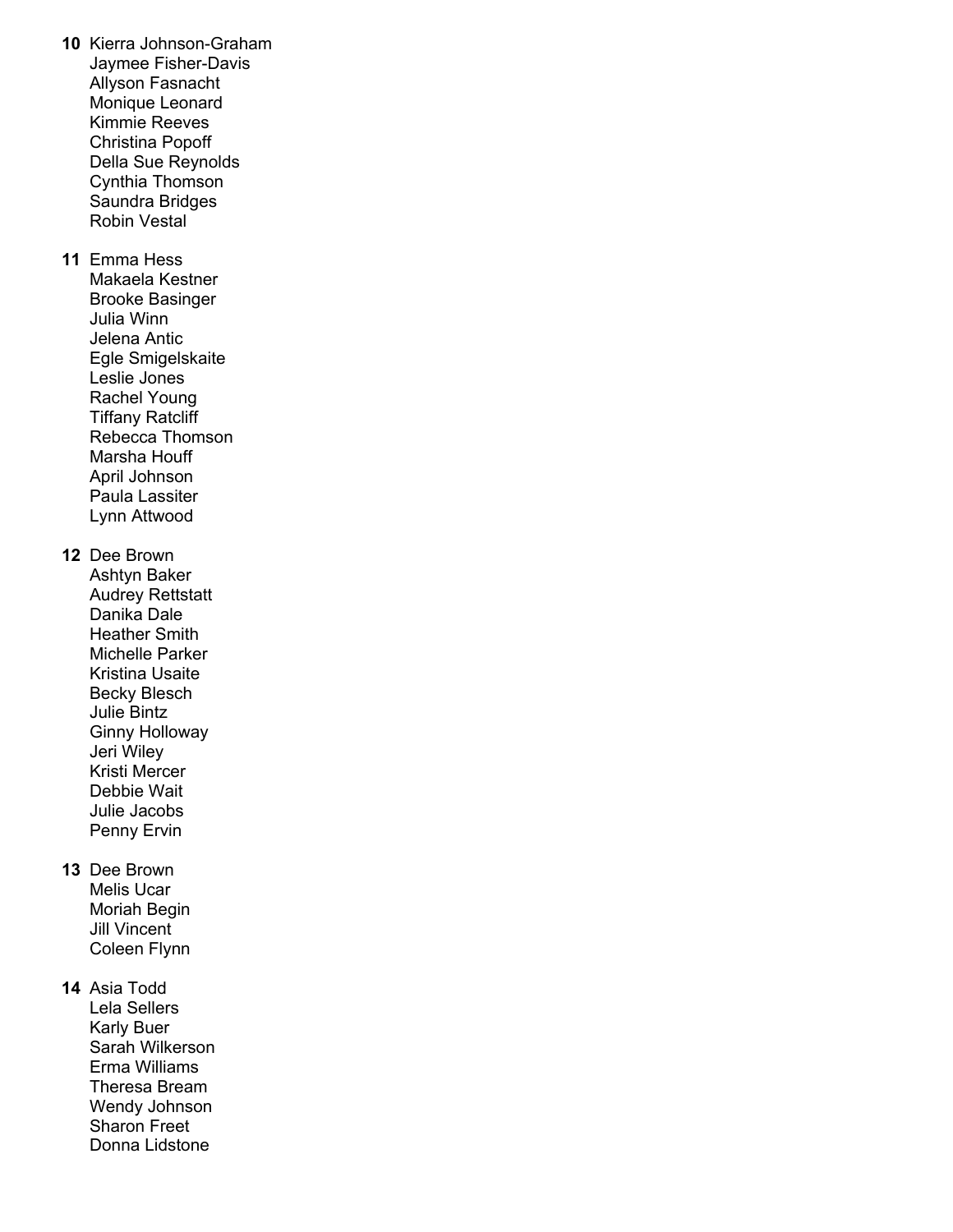**10** Kierra Johnson-Graham
Jaymee Fisher-Davis
Allyson Fasnacht
Monique Leonard
Kimmie Reeves
Christina Popoff
Della Sue Reynolds
Cynthia Thomson
Saundra Bridges
Robin Vestal

**11** Emma Hess
Makaela Kestner
Brooke Basinger
Julia Winn
Jelena Antic
Egle Smigelskaite
Leslie Jones
Rachel Young
Tiffany Ratcliff
Rebecca Thomson
Marsha Houff
April Johnson
Paula Lassiter
Lynn Attwood

**12** Dee Brown
Ashtyn Baker
Audrey Rettstatt
Danika Dale
Heather Smith
Michelle Parker
Kristina Usaite
Becky Blesch
Julie Bintz
Ginny Holloway
Jeri Wiley
Kristi Mercer
Debbie Wait
Julie Jacobs
Penny Ervin

**13** Dee Brown
Melis Ucar
Moriah Begin
Jill Vincent
Coleen Flynn

**14** Asia Todd
Lela Sellers
Karly Buer
Sarah Wilkerson
Erma Williams
Theresa Bream
Wendy Johnson
Sharon Freet
Donna Lidstone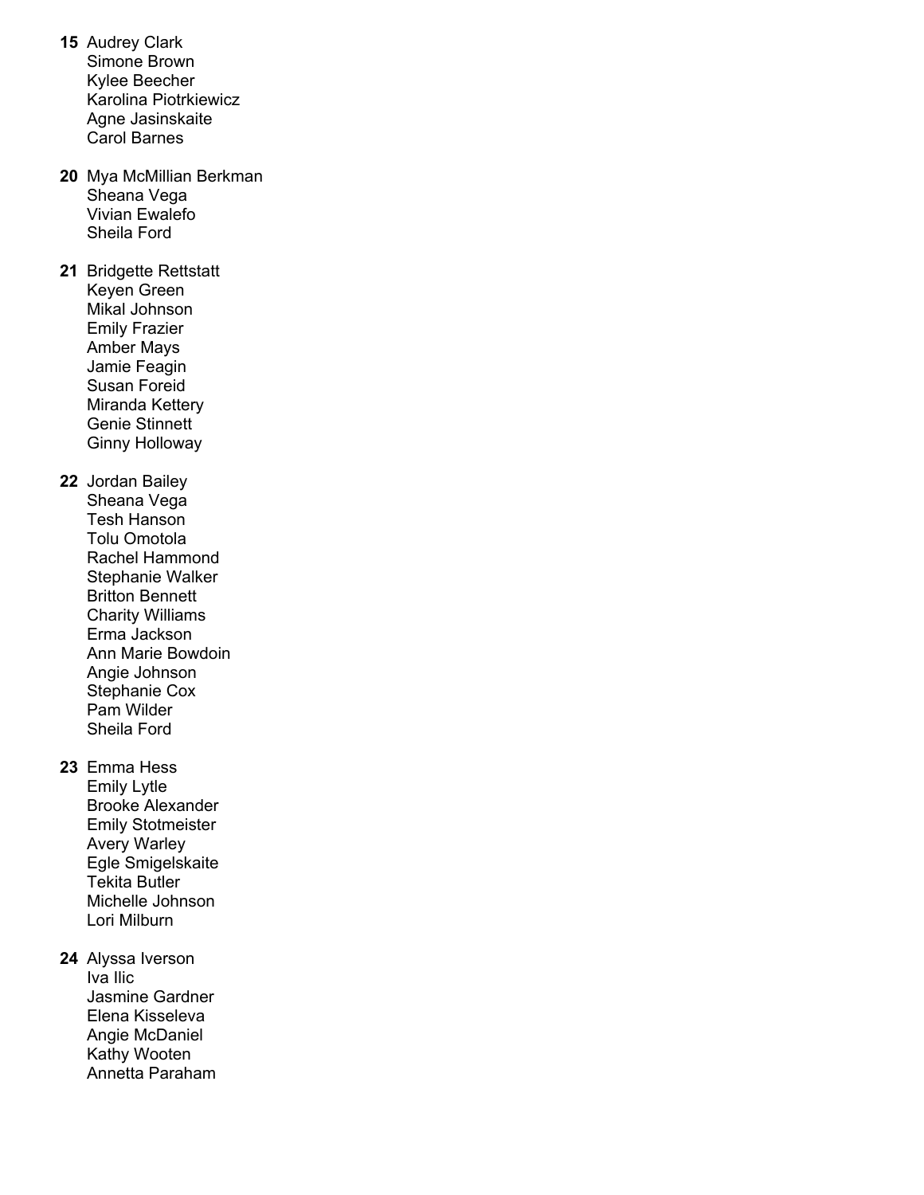**15** Audrey Clark
Simone Brown
Kylee Beecher
Karolina Piotrkiewicz
Agne Jasinskaite
Carol Barnes

**20** Mya McMillian Berkman
Sheana Vega
Vivian Ewalefo
Sheila Ford

**21** Bridgette Rettstatt
Keyen Green
Mikal Johnson
Emily Frazier
Amber Mays
Jamie Feagin
Susan Foreid
Miranda Kettery
Genie Stinnett
Ginny Holloway

**22** Jordan Bailey
Sheana Vega
Tesh Hanson
Tolu Omotola
Rachel Hammond
Stephanie Walker
Britton Bennett
Charity Williams
Erma Jackson
Ann Marie Bowdoin
Angie Johnson
Stephanie Cox
Pam Wilder
Sheila Ford

**23** Emma Hess
Emily Lytle
Brooke Alexander
Emily Stotmeister
Avery Warley
Egle Smigelskaite
Tekita Butler
Michelle Johnson
Lori Milburn

**24** Alyssa Iverson
Iva Ilic
Jasmine Gardner
Elena Kisseleva
Angie McDaniel
Kathy Wooten
Annetta Paraham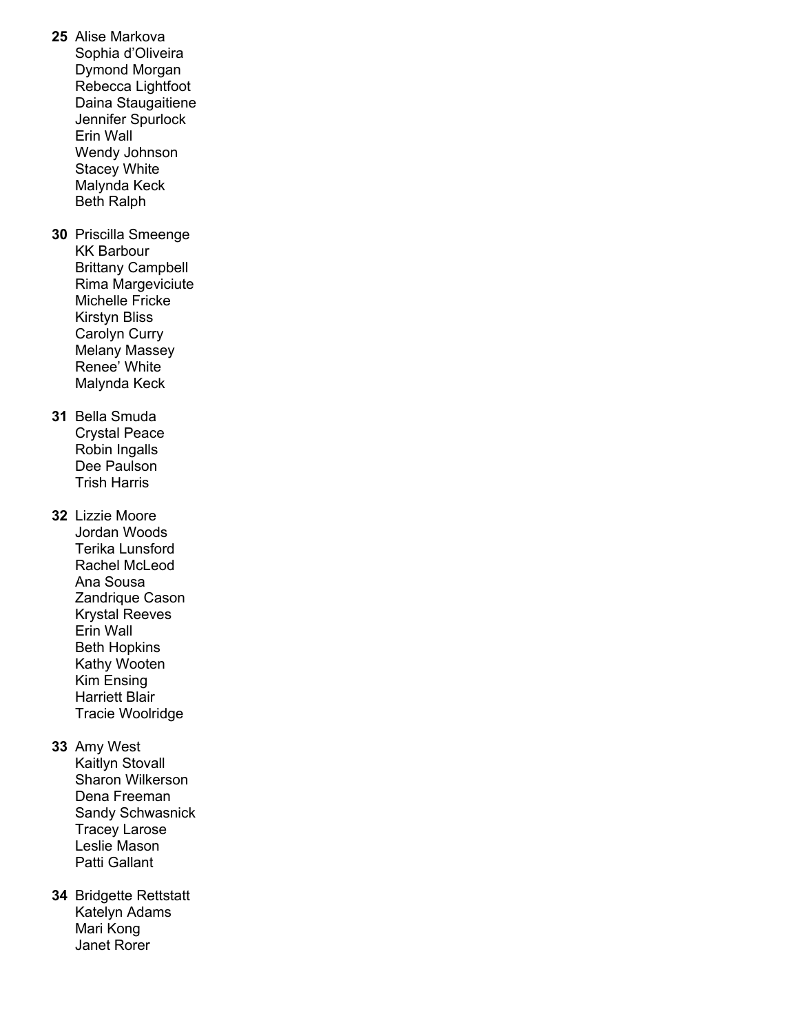**25** Alise Markova
Sophia d'Oliveira
Dymond Morgan
Rebecca Lightfoot
Daina Staugaitiene
Jennifer Spurlock
Erin Wall
Wendy Johnson
Stacey White
Malynda Keck
Beth Ralph

**30** Priscilla Smeenge
KK Barbour
Brittany Campbell
Rima Margeviciute
Michelle Fricke
Kirstyn Bliss
Carolyn Curry
Melany Massey
Renee' White
Malynda Keck

**31** Bella Smuda
Crystal Peace
Robin Ingalls
Dee Paulson
Trish Harris

**32** Lizzie Moore
Jordan Woods
Terika Lunsford
Rachel McLeod
Ana Sousa
Zandrique Cason
Krystal Reeves
Erin Wall
Beth Hopkins
Kathy Wooten
Kim Ensing
Harriett Blair
Tracie Woolridge

**33** Amy West
Kaitlyn Stovall
Sharon Wilkerson
Dena Freeman
Sandy Schwasnick
Tracey Larose
Leslie Mason
Patti Gallant

**34** Bridgette Rettstatt
Katelyn Adams
Mari Kong
Janet Rorer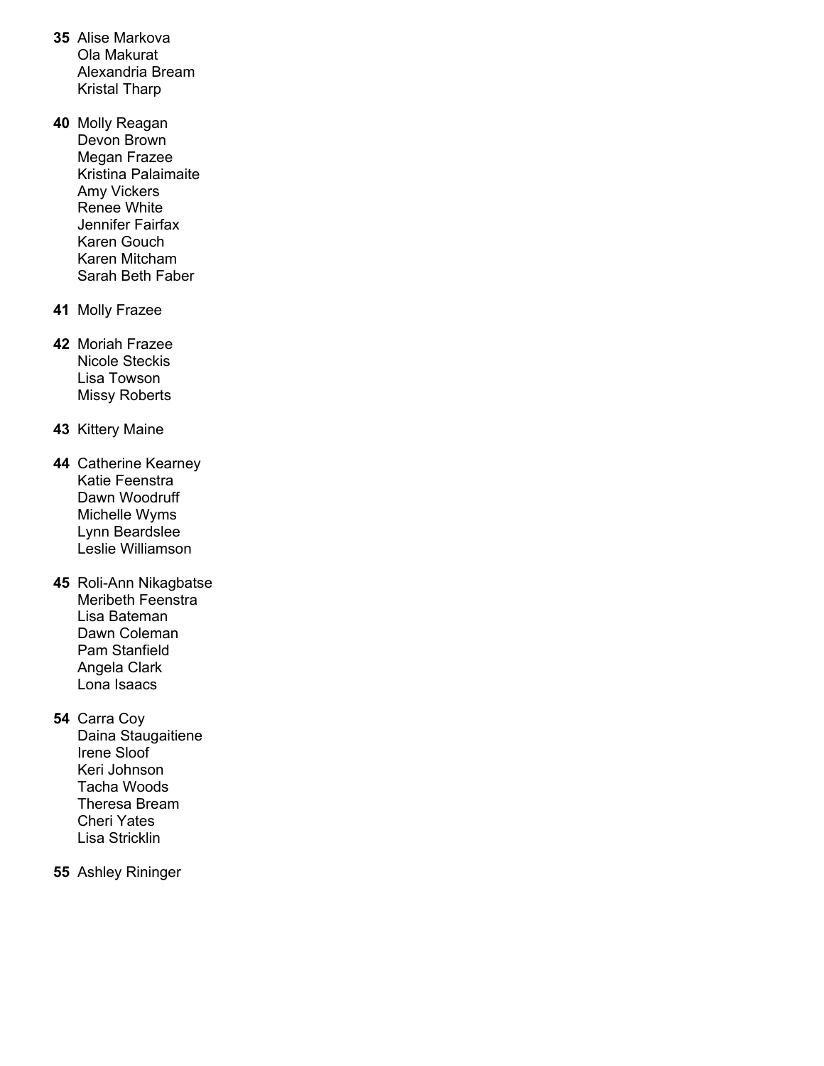**35** Alise Markova
Ola Makurat
Alexandria Bream
Kristal Tharp

**40** Molly Reagan
Devon Brown
Megan Frazee
Kristina Palaimaite
Amy Vickers
Renee White
Jennifer Fairfax
Karen Gouch
Karen Mitcham
Sarah Beth Faber

**41** Molly Frazee

**42** Moriah Frazee
Nicole Steckis
Lisa Towson
Missy Roberts

**43** Kittery Maine

**44** Catherine Kearney
Katie Feenstra
Dawn Woodruff
Michelle Wyms
Lynn Beardslee
Leslie Williamson

**45** Roli-Ann Nikagbatse
Meribeth Feenstra
Lisa Bateman
Dawn Coleman
Pam Stanfield
Angela Clark
Lona Isaacs

**54** Carra Coy
Daina Staugaitiene
Irene Sloof
Keri Johnson
Tacha Woods
Theresa Bream
Cheri Yates
Lisa Stricklin

**55** Ashley Rininger